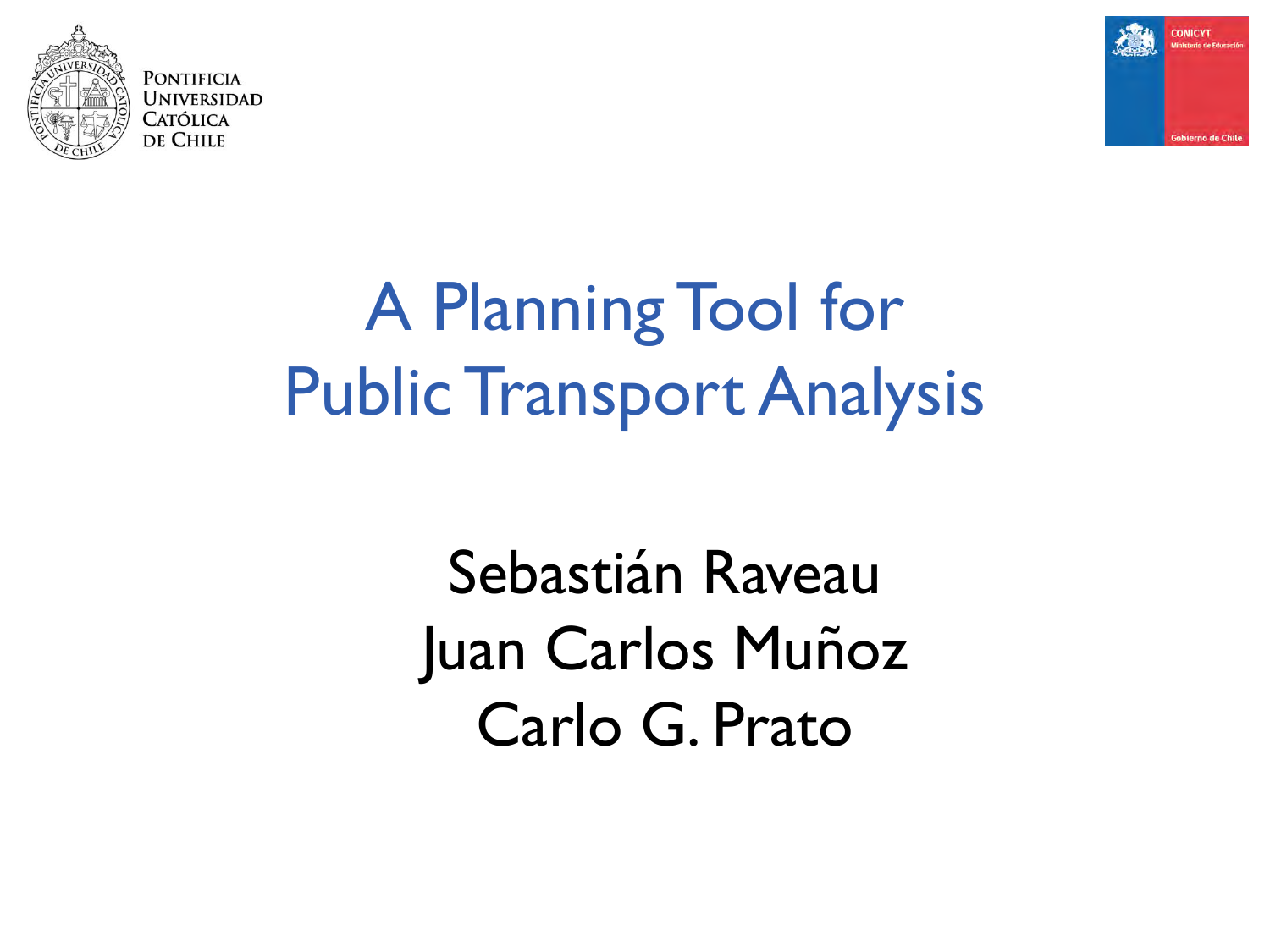Pontificia Universidad Católica de Chile

CONICYT
Ministerio de Educación
Gobierno de Chile

# A Planning Tool for Public Transport Analysis

Sebastián Raveau
Juan Carlos Muñoz
Carlo G. Prato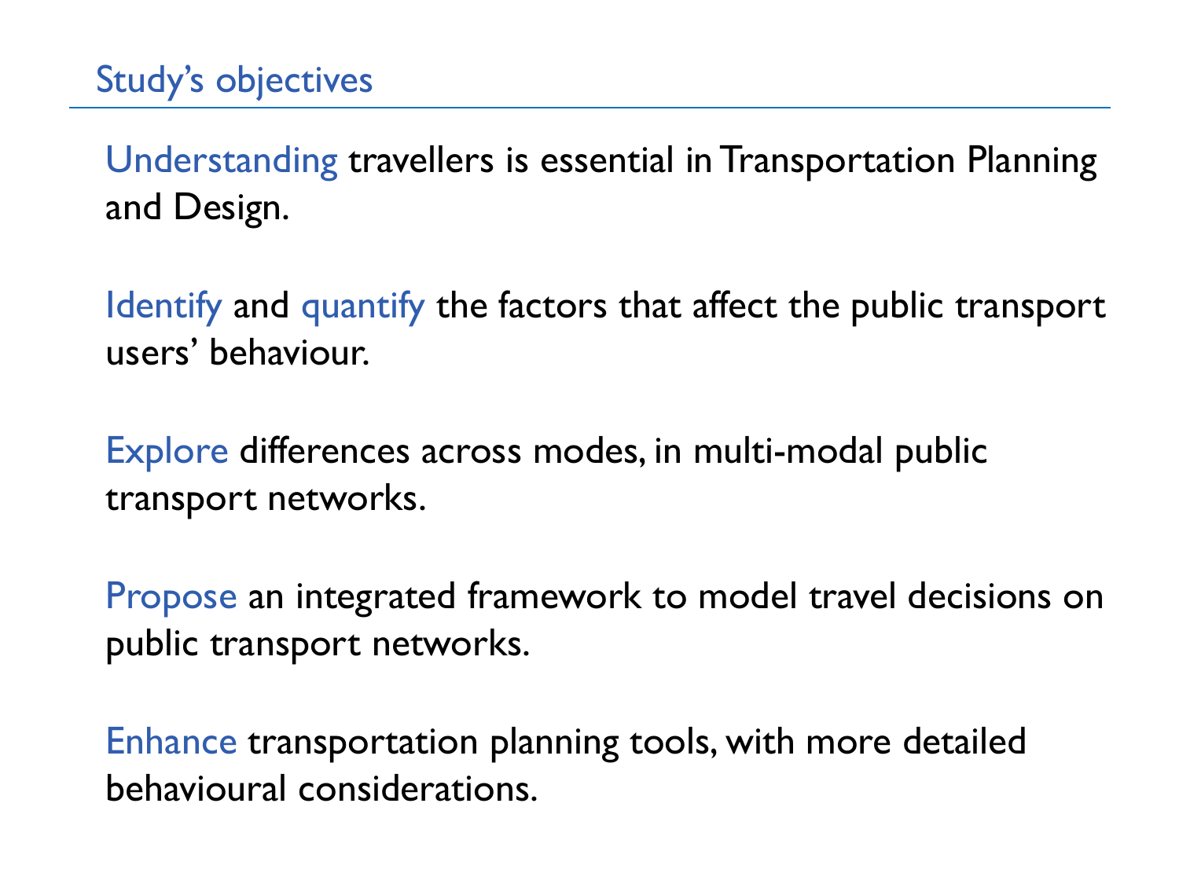## Study's objectives

Understanding travellers is essential in Transportation Planning and Design.

Identify and quantify the factors that affect the public transport users' behaviour.

Explore differences across modes, in multi-modal public transport networks.

Propose an integrated framework to model travel decisions on public transport networks.

Enhance transportation planning tools, with more detailed behavioural considerations.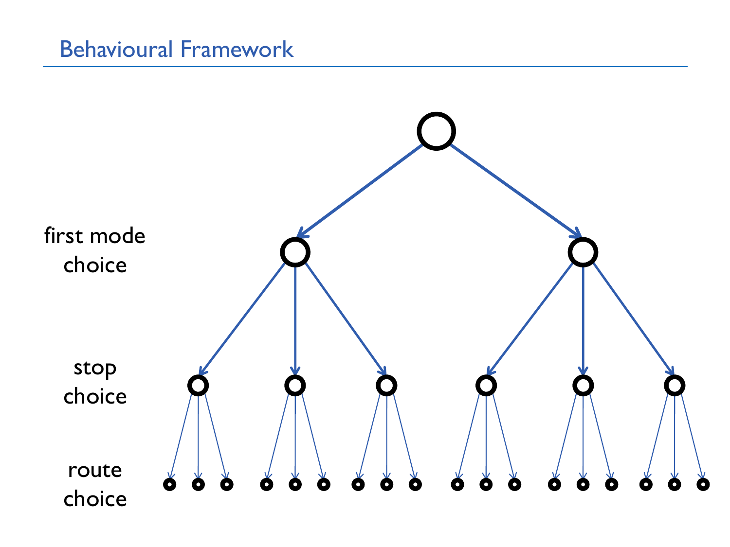## Behavioural Framework

first mode choice

stop choice

route choice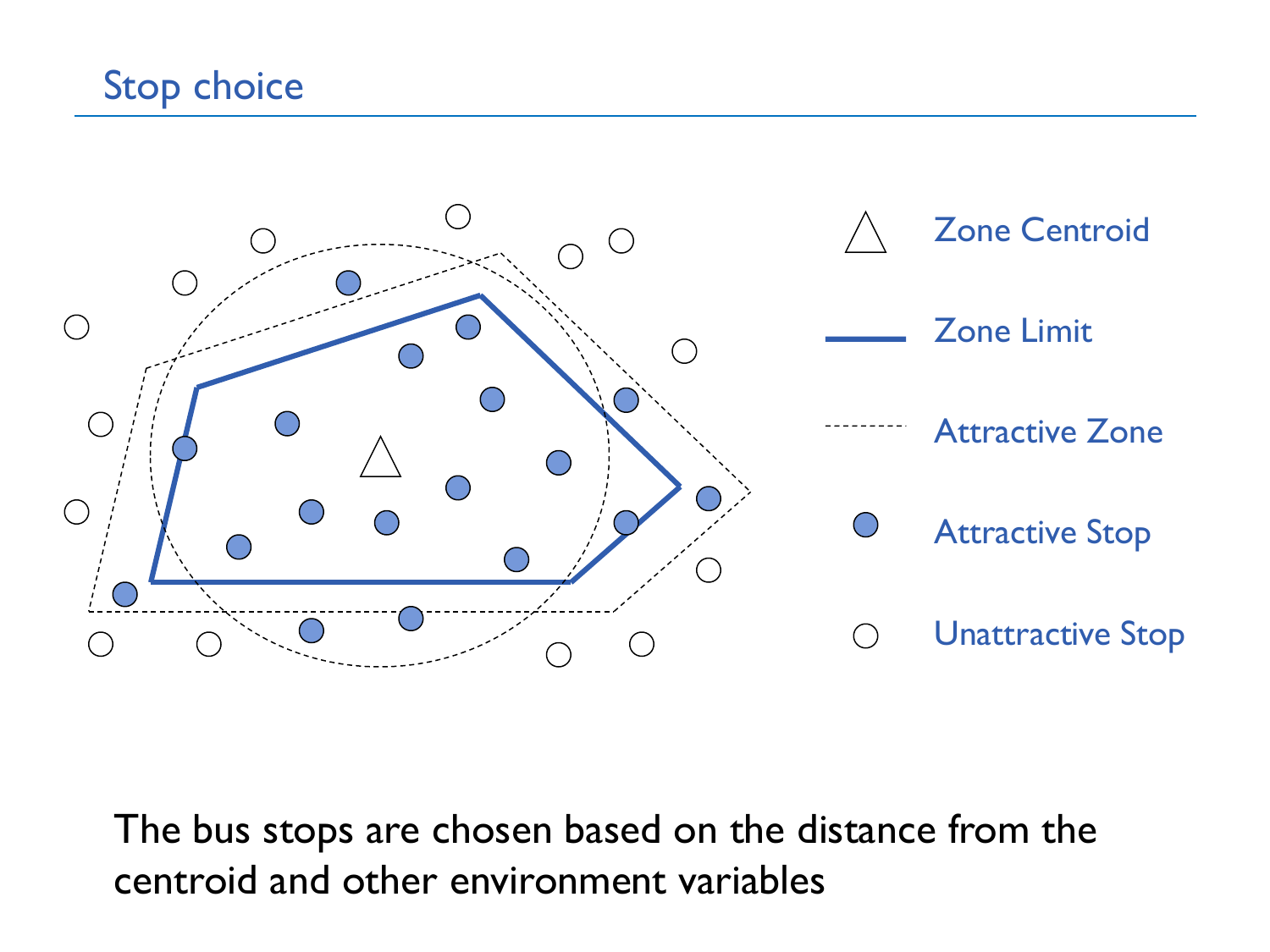## Stop choice

Zone Centroid

Zone Limit

Attractive Zone

Attractive Stop

Unattractive Stop

The bus stops are chosen based on the distance from the centroid and other environment variables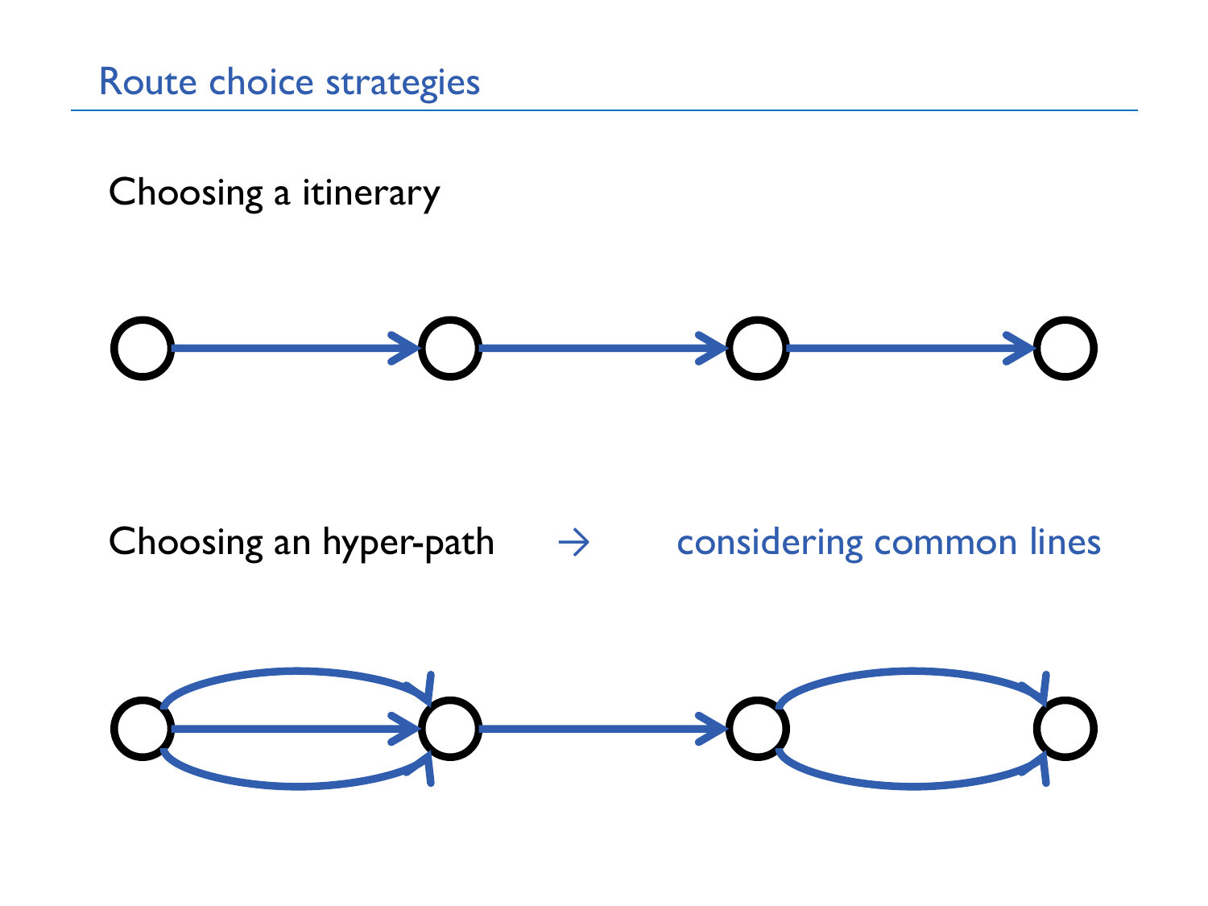# Route choice strategies

Choosing a itinerary

Choosing an hyper-path → considering common lines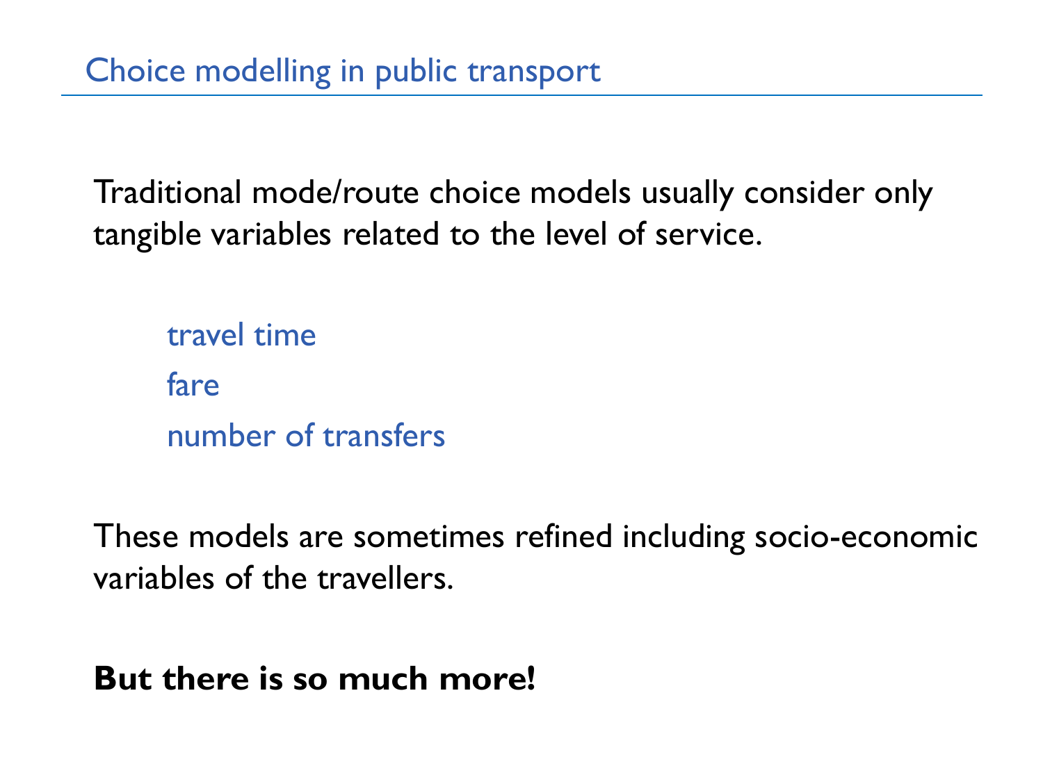## Choice modelling in public transport

Traditional mode/route choice models usually consider only tangible variables related to the level of service.

- travel time
- fare
- number of transfers

These models are sometimes refined including socio-economic variables of the travellers.

**But there is so much more!**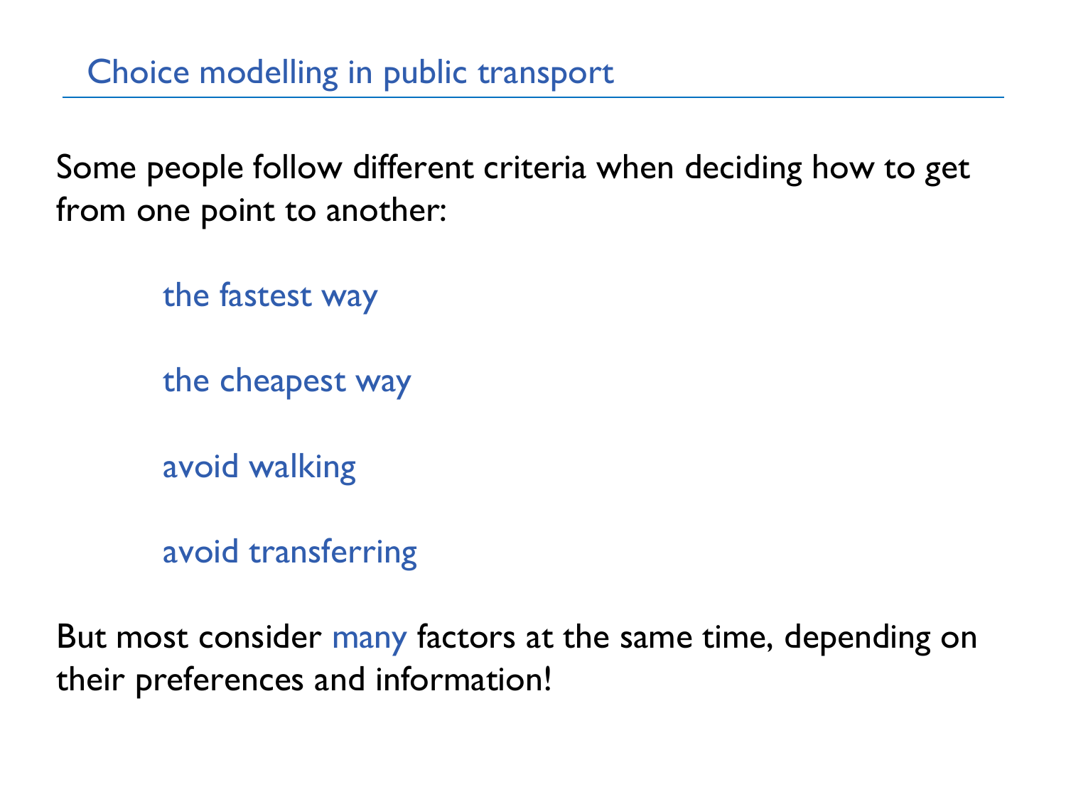## Choice modelling in public transport

Some people follow different criteria when deciding how to get from one point to another:

- the fastest way
- the cheapest way
- avoid walking
- avoid transferring

But most consider many factors at the same time, depending on their preferences and information!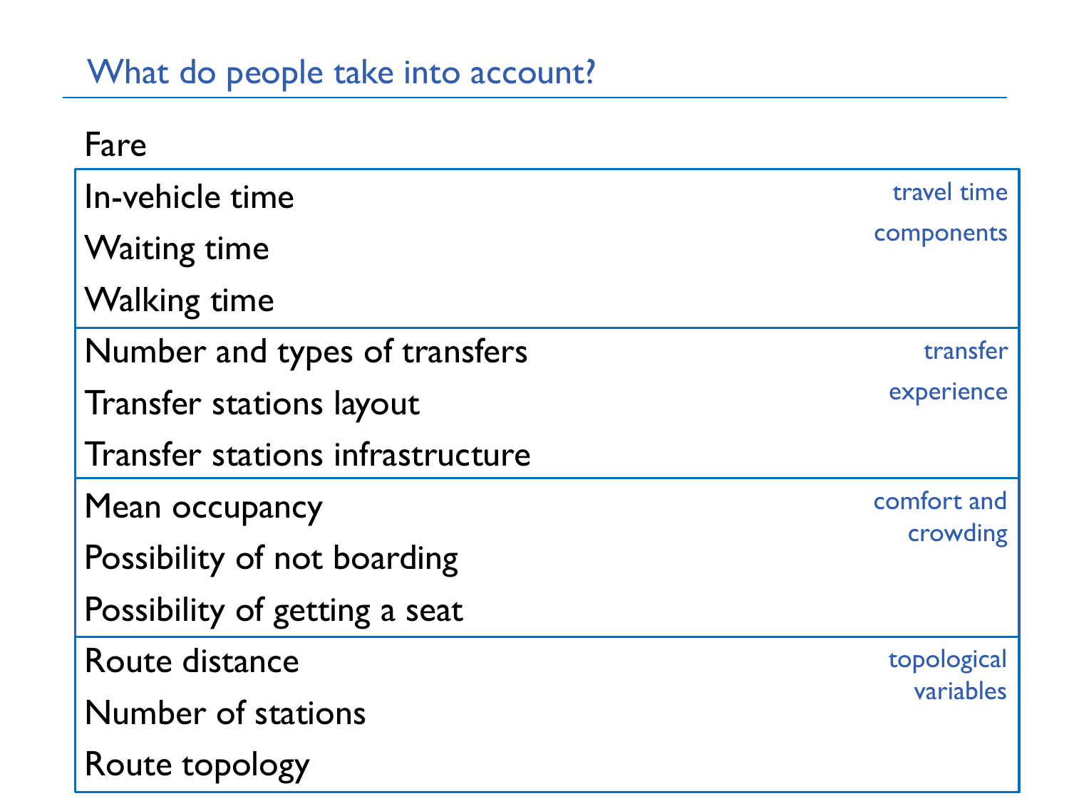## What do people take into account?

Fare

| Factor | Group |
| --- | --- |
| In-vehicle time | travel time components |
| Waiting time | |
| Walking time | |
| Number and types of transfers | transfer experience |
| Transfer stations layout | |
| Transfer stations infrastructure | |
| Mean occupancy | comfort and crowding |
| Possibility of not boarding | |
| Possibility of getting a seat | |
| Route distance | topological variables |
| Number of stations | |
| Route topology | |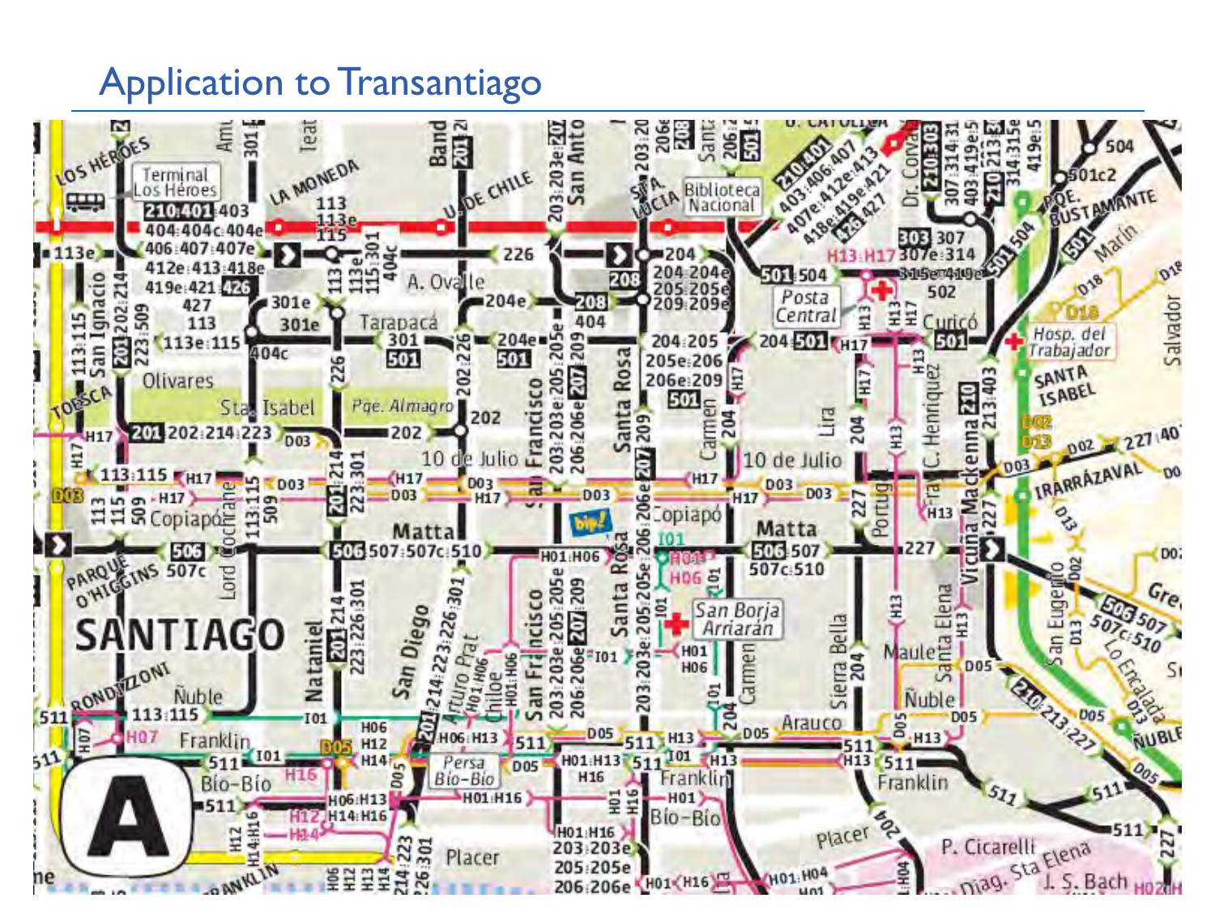# Application to Transantiago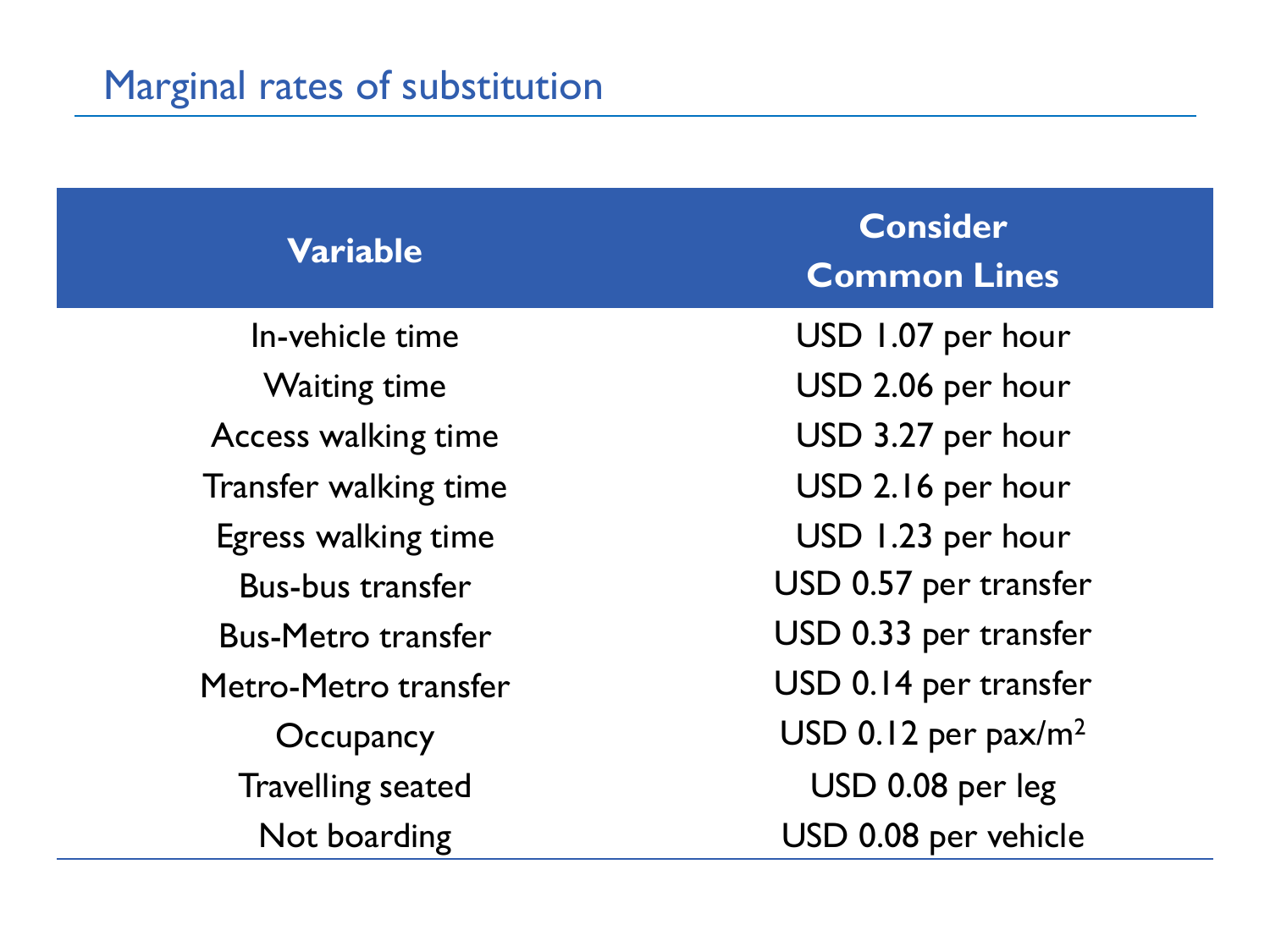# Marginal rates of substitution

| Variable | Consider Common Lines |
| --- | --- |
| In-vehicle time | USD 1.07 per hour |
| Waiting time | USD 2.06 per hour |
| Access walking time | USD 3.27 per hour |
| Transfer walking time | USD 2.16 per hour |
| Egress walking time | USD 1.23 per hour |
| Bus-bus transfer | USD 0.57 per transfer |
| Bus-Metro transfer | USD 0.33 per transfer |
| Metro-Metro transfer | USD 0.14 per transfer |
| Occupancy | USD 0.12 per pax/$m^2$ |
| Travelling seated | USD 0.08 per leg |
| Not boarding | USD 0.08 per vehicle |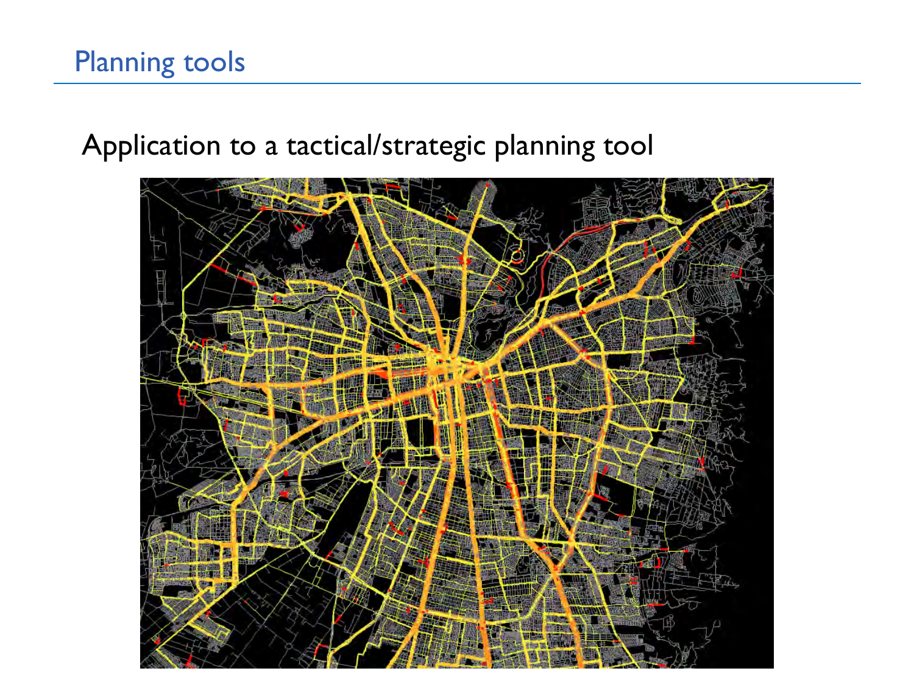# Planning tools

Application to a tactical/strategic planning tool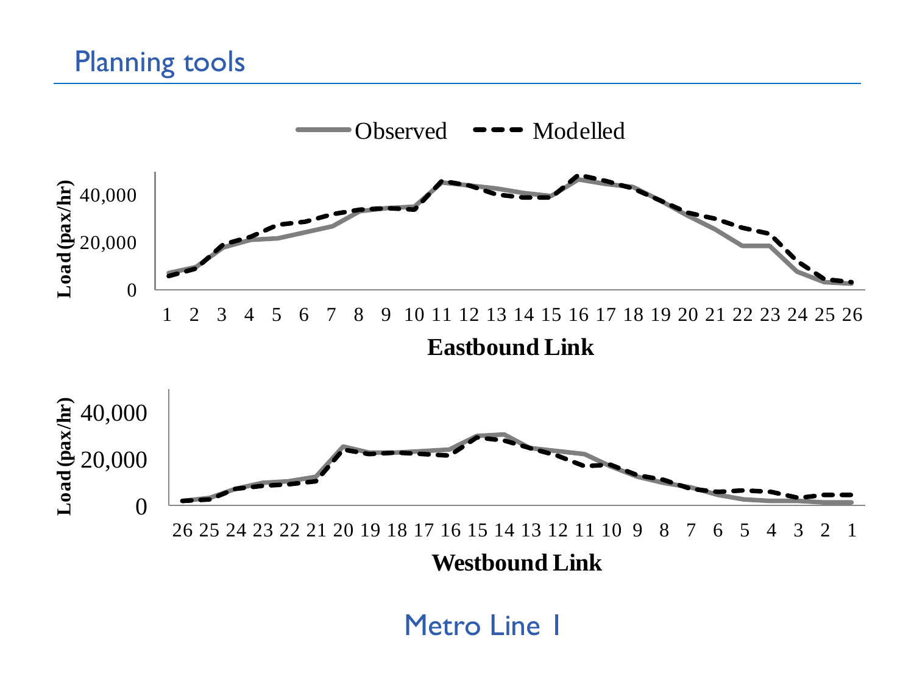## Planning tools

Observed — Modelled

Load (pax/hr)

40,000
20,000
0

1 2 3 4 5 6 7 8 9 10 11 12 13 14 15 16 17 18 19 20 21 22 23 24 25 26

**Eastbound Link**

Load (pax/hr)

40,000
20,000
0

26 25 24 23 22 21 20 19 18 17 16 15 14 13 12 11 10 9 8 7 6 5 4 3 2 1

**Westbound Link**

Metro Line 1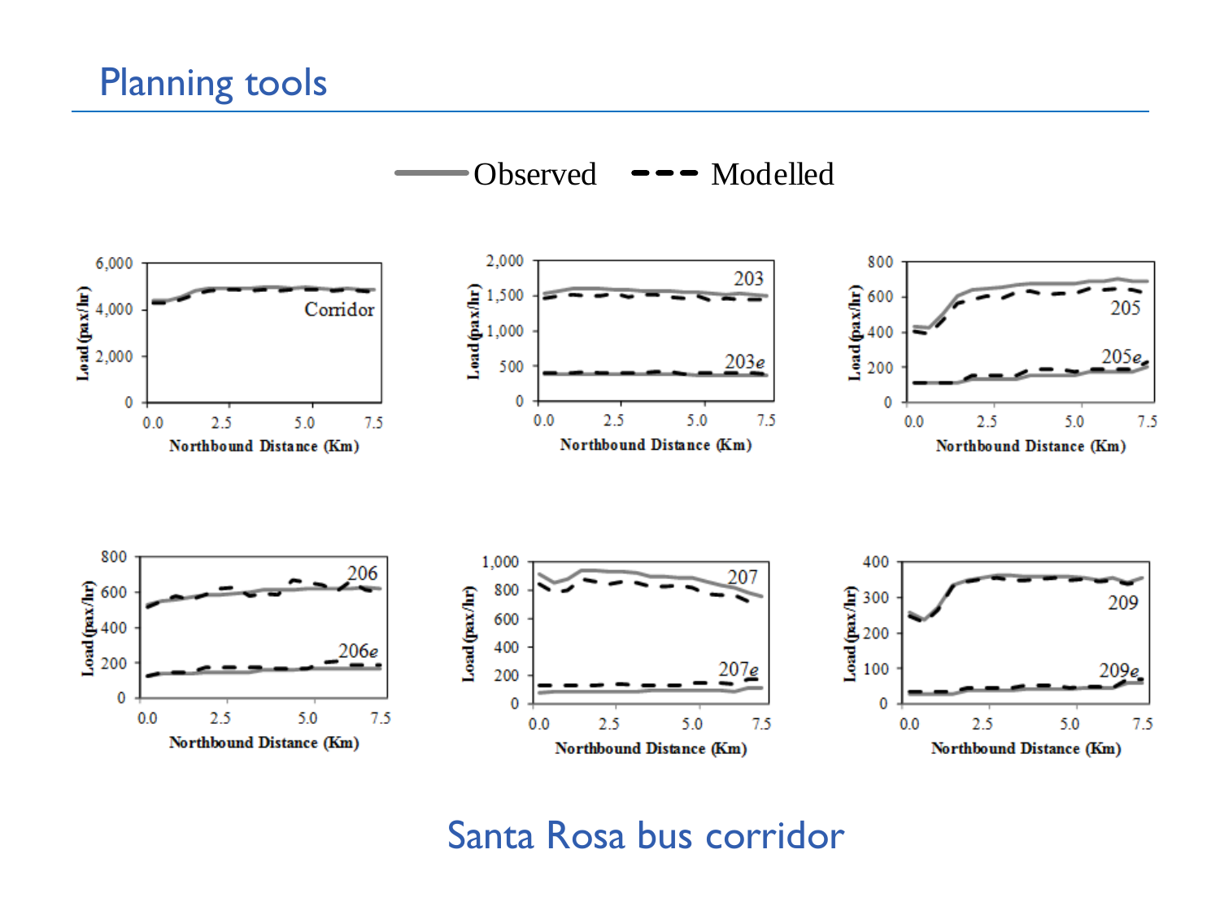# Planning tools

Observed — Modelled

Corridor | 203 / 203e | 205 / 205e

206 / 206e | 207 / 207e | 209 / 209e

Load (pax/hr) vs. Northbound Distance (Km)

Santa Rosa bus corridor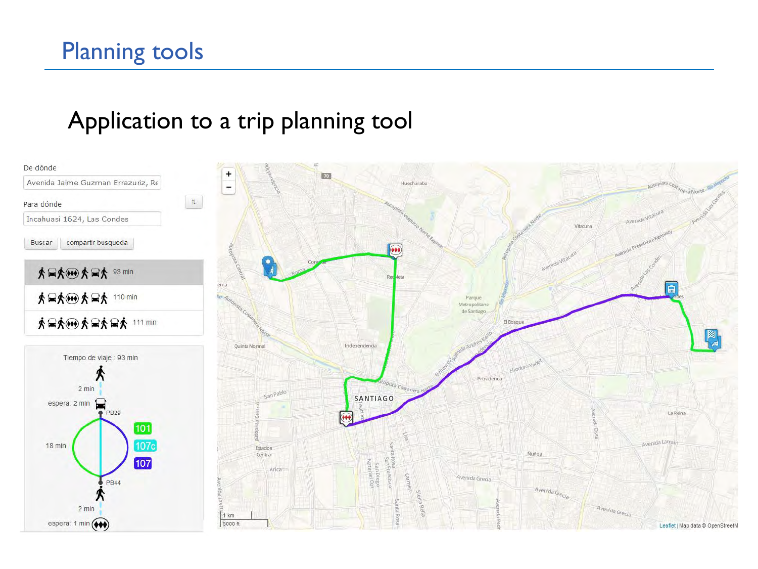# Planning tools

## Application to a trip planning tool

De dónde

Avenida Jaime Guzman Errazuriz, Re

Para dónde

Incahuasi 1624, Las Condes

Buscar | compartir busqueda

- 93 min
- 110 min
- 111 min

Tiempo de viaje : 93 min

2 min

espera: 2 min

PB29

18 min

101

107c

107

PB44

2 min

espera: 1 min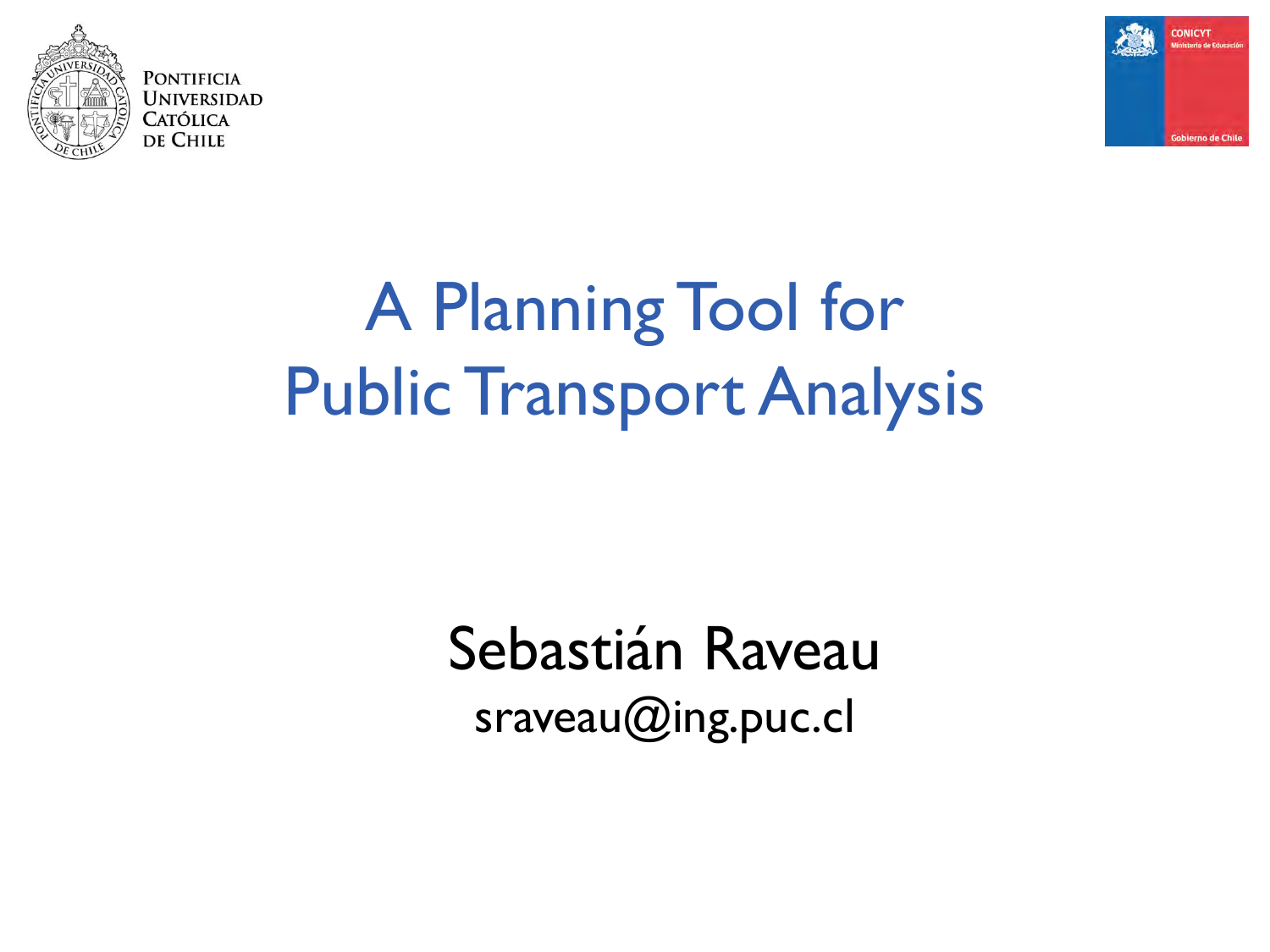Pontificia Universidad Católica de Chile

CONICYT
Ministerio de Educación
Gobierno de Chile

# A Planning Tool for Public Transport Analysis

Sebastián Raveau

sraveau@ing.puc.cl